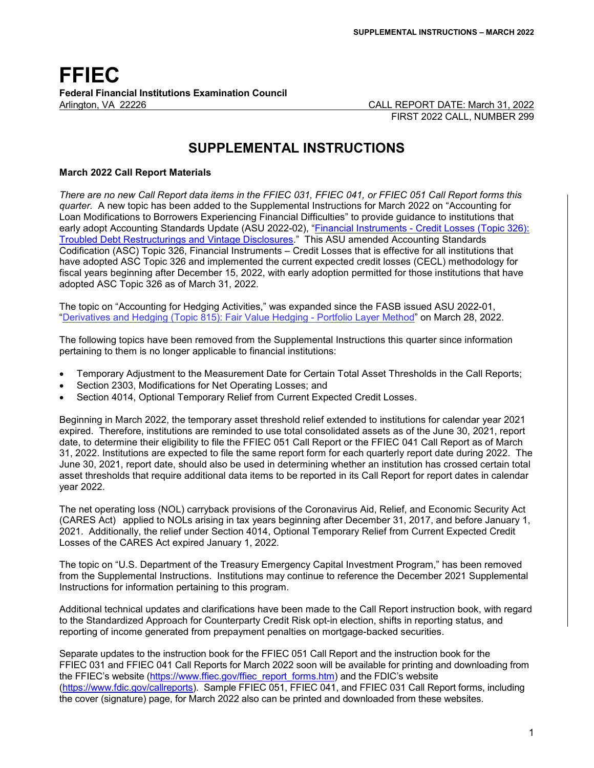# FFIEC

**Federal Financial Institutions Examination Council**
Arlington, VA 22226

CALL REPORT DATE: March 31, 2022
FIRST 2022 CALL, NUMBER 299

## SUPPLEMENTAL INSTRUCTIONS

**March 2022 Call Report Materials**

*There are no new Call Report data items in the FFIEC 031, FFIEC 041, or FFIEC 051 Call Report forms this quarter.* A new topic has been added to the Supplemental Instructions for March 2022 on "Accounting for Loan Modifications to Borrowers Experiencing Financial Difficulties" to provide guidance to institutions that early adopt Accounting Standards Update (ASU 2022-02), "Financial Instruments - Credit Losses (Topic 326): Troubled Debt Restructurings and Vintage Disclosures." This ASU amended Accounting Standards Codification (ASC) Topic 326, Financial Instruments – Credit Losses that is effective for all institutions that have adopted ASC Topic 326 and implemented the current expected credit losses (CECL) methodology for fiscal years beginning after December 15, 2022, with early adoption permitted for those institutions that have adopted ASC Topic 326 as of March 31, 2022.

The topic on "Accounting for Hedging Activities," was expanded since the FASB issued ASU 2022-01, "Derivatives and Hedging (Topic 815): Fair Value Hedging - Portfolio Layer Method" on March 28, 2022.

The following topics have been removed from the Supplemental Instructions this quarter since information pertaining to them is no longer applicable to financial institutions:

- Temporary Adjustment to the Measurement Date for Certain Total Asset Thresholds in the Call Reports;
- Section 2303, Modifications for Net Operating Losses; and
- Section 4014, Optional Temporary Relief from Current Expected Credit Losses.

Beginning in March 2022, the temporary asset threshold relief extended to institutions for calendar year 2021 expired. Therefore, institutions are reminded to use total consolidated assets as of the June 30, 2021, report date, to determine their eligibility to file the FFIEC 051 Call Report or the FFIEC 041 Call Report as of March 31, 2022. Institutions are expected to file the same report form for each quarterly report date during 2022. The June 30, 2021, report date, should also be used in determining whether an institution has crossed certain total asset thresholds that require additional data items to be reported in its Call Report for report dates in calendar year 2022.

The net operating loss (NOL) carryback provisions of the Coronavirus Aid, Relief, and Economic Security Act (CARES Act) applied to NOLs arising in tax years beginning after December 31, 2017, and before January 1, 2021. Additionally, the relief under Section 4014, Optional Temporary Relief from Current Expected Credit Losses of the CARES Act expired January 1, 2022.

The topic on "U.S. Department of the Treasury Emergency Capital Investment Program," has been removed from the Supplemental Instructions. Institutions may continue to reference the December 2021 Supplemental Instructions for information pertaining to this program.

Additional technical updates and clarifications have been made to the Call Report instruction book, with regard to the Standardized Approach for Counterparty Credit Risk opt-in election, shifts in reporting status, and reporting of income generated from prepayment penalties on mortgage-backed securities.

Separate updates to the instruction book for the FFIEC 051 Call Report and the instruction book for the FFIEC 031 and FFIEC 041 Call Reports for March 2022 soon will be available for printing and downloading from the FFIEC's website (https://www.ffiec.gov/ffiec_report_forms.htm) and the FDIC's website (https://www.fdic.gov/callreports). Sample FFIEC 051, FFIEC 041, and FFIEC 031 Call Report forms, including the cover (signature) page, for March 2022 also can be printed and downloaded from these websites.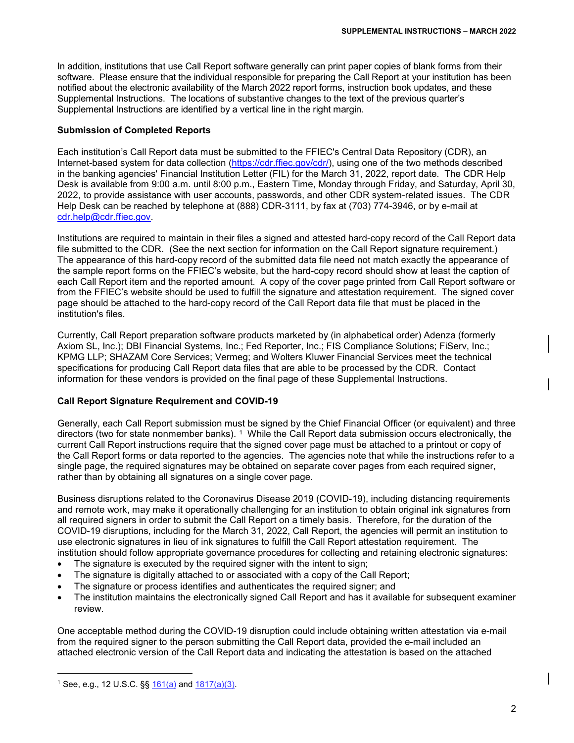In addition, institutions that use Call Report software generally can print paper copies of blank forms from their software. Please ensure that the individual responsible for preparing the Call Report at your institution has been notified about the electronic availability of the March 2022 report forms, instruction book updates, and these Supplemental Instructions. The locations of substantive changes to the text of the previous quarter's Supplemental Instructions are identified by a vertical line in the right margin.

**Submission of Completed Reports**

Each institution's Call Report data must be submitted to the FFIEC's Central Data Repository (CDR), an Internet-based system for data collection (https://cdr.ffiec.gov/cdr/), using one of the two methods described in the banking agencies' Financial Institution Letter (FIL) for the March 31, 2022, report date. The CDR Help Desk is available from 9:00 a.m. until 8:00 p.m., Eastern Time, Monday through Friday, and Saturday, April 30, 2022, to provide assistance with user accounts, passwords, and other CDR system-related issues. The CDR Help Desk can be reached by telephone at (888) CDR-3111, by fax at (703) 774-3946, or by e-mail at cdr.help@cdr.ffiec.gov.

Institutions are required to maintain in their files a signed and attested hard-copy record of the Call Report data file submitted to the CDR. (See the next section for information on the Call Report signature requirement.) The appearance of this hard-copy record of the submitted data file need not match exactly the appearance of the sample report forms on the FFIEC's website, but the hard-copy record should show at least the caption of each Call Report item and the reported amount. A copy of the cover page printed from Call Report software or from the FFIEC's website should be used to fulfill the signature and attestation requirement. The signed cover page should be attached to the hard-copy record of the Call Report data file that must be placed in the institution's files.

Currently, Call Report preparation software products marketed by (in alphabetical order) Adenza (formerly Axiom SL, Inc.); DBI Financial Systems, Inc.; Fed Reporter, Inc.; FIS Compliance Solutions; FiServ, Inc.; KPMG LLP; SHAZAM Core Services; Vermeg; and Wolters Kluwer Financial Services meet the technical specifications for producing Call Report data files that are able to be processed by the CDR. Contact information for these vendors is provided on the final page of these Supplemental Instructions.

**Call Report Signature Requirement and COVID-19**

Generally, each Call Report submission must be signed by the Chief Financial Officer (or equivalent) and three directors (two for state nonmember banks). [1] While the Call Report data submission occurs electronically, the current Call Report instructions require that the signed cover page must be attached to a printout or copy of the Call Report forms or data reported to the agencies. The agencies note that while the instructions refer to a single page, the required signatures may be obtained on separate cover pages from each required signer, rather than by obtaining all signatures on a single cover page.

Business disruptions related to the Coronavirus Disease 2019 (COVID-19), including distancing requirements and remote work, may make it operationally challenging for an institution to obtain original ink signatures from all required signers in order to submit the Call Report on a timely basis. Therefore, for the duration of the COVID-19 disruptions, including for the March 31, 2022, Call Report, the agencies will permit an institution to use electronic signatures in lieu of ink signatures to fulfill the Call Report attestation requirement. The institution should follow appropriate governance procedures for collecting and retaining electronic signatures:

- The signature is executed by the required signer with the intent to sign;
- The signature is digitally attached to or associated with a copy of the Call Report;
- The signature or process identifies and authenticates the required signer; and
- The institution maintains the electronically signed Call Report and has it available for subsequent examiner review.

One acceptable method during the COVID-19 disruption could include obtaining written attestation via e-mail from the required signer to the person submitting the Call Report data, provided the e-mail included an attached electronic version of the Call Report data and indicating the attestation is based on the attached

[1] See, e.g., 12 U.S.C. §§ 161(a) and 1817(a)(3).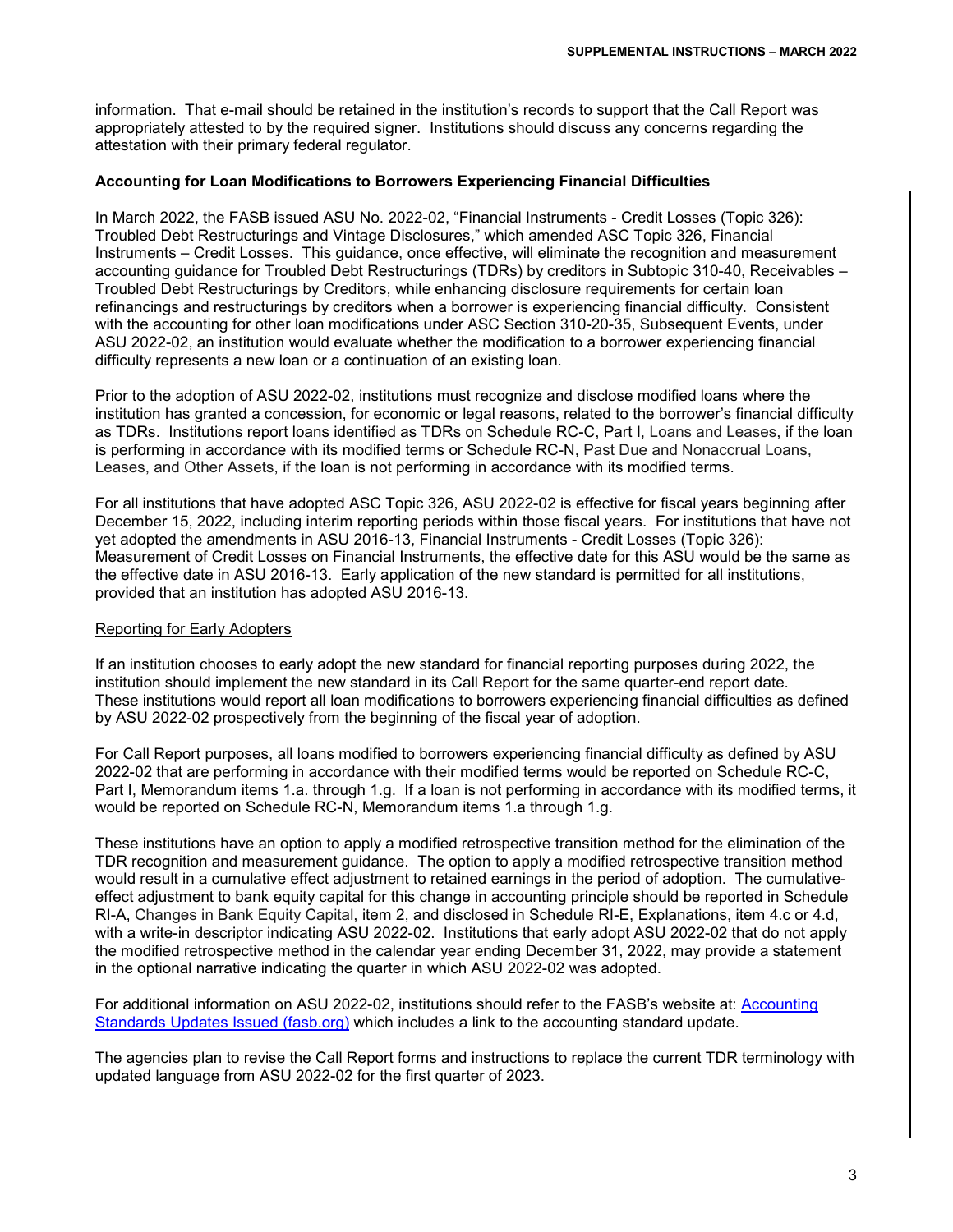information. That e-mail should be retained in the institution's records to support that the Call Report was appropriately attested to by the required signer. Institutions should discuss any concerns regarding the attestation with their primary federal regulator.

**Accounting for Loan Modifications to Borrowers Experiencing Financial Difficulties**

In March 2022, the FASB issued ASU No. 2022-02, "Financial Instruments - Credit Losses (Topic 326): Troubled Debt Restructurings and Vintage Disclosures," which amended ASC Topic 326, Financial Instruments – Credit Losses. This guidance, once effective, will eliminate the recognition and measurement accounting guidance for Troubled Debt Restructurings (TDRs) by creditors in Subtopic 310-40, Receivables – Troubled Debt Restructurings by Creditors, while enhancing disclosure requirements for certain loan refinancings and restructurings by creditors when a borrower is experiencing financial difficulty. Consistent with the accounting for other loan modifications under ASC Section 310-20-35, Subsequent Events, under ASU 2022-02, an institution would evaluate whether the modification to a borrower experiencing financial difficulty represents a new loan or a continuation of an existing loan.

Prior to the adoption of ASU 2022-02, institutions must recognize and disclose modified loans where the institution has granted a concession, for economic or legal reasons, related to the borrower's financial difficulty as TDRs. Institutions report loans identified as TDRs on Schedule RC-C, Part I, Loans and Leases, if the loan is performing in accordance with its modified terms or Schedule RC-N, Past Due and Nonaccrual Loans, Leases, and Other Assets, if the loan is not performing in accordance with its modified terms.

For all institutions that have adopted ASC Topic 326, ASU 2022-02 is effective for fiscal years beginning after December 15, 2022, including interim reporting periods within those fiscal years. For institutions that have not yet adopted the amendments in ASU 2016-13, Financial Instruments - Credit Losses (Topic 326): Measurement of Credit Losses on Financial Instruments, the effective date for this ASU would be the same as the effective date in ASU 2016-13. Early application of the new standard is permitted for all institutions, provided that an institution has adopted ASU 2016-13.

Reporting for Early Adopters

If an institution chooses to early adopt the new standard for financial reporting purposes during 2022, the institution should implement the new standard in its Call Report for the same quarter-end report date. These institutions would report all loan modifications to borrowers experiencing financial difficulties as defined by ASU 2022-02 prospectively from the beginning of the fiscal year of adoption.

For Call Report purposes, all loans modified to borrowers experiencing financial difficulty as defined by ASU 2022-02 that are performing in accordance with their modified terms would be reported on Schedule RC-C, Part I, Memorandum items 1.a. through 1.g. If a loan is not performing in accordance with its modified terms, it would be reported on Schedule RC-N, Memorandum items 1.a through 1.g.

These institutions have an option to apply a modified retrospective transition method for the elimination of the TDR recognition and measurement guidance. The option to apply a modified retrospective transition method would result in a cumulative effect adjustment to retained earnings in the period of adoption. The cumulative-effect adjustment to bank equity capital for this change in accounting principle should be reported in Schedule RI-A, Changes in Bank Equity Capital, item 2, and disclosed in Schedule RI-E, Explanations, item 4.c or 4.d, with a write-in descriptor indicating ASU 2022-02. Institutions that early adopt ASU 2022-02 that do not apply the modified retrospective method in the calendar year ending December 31, 2022, may provide a statement in the optional narrative indicating the quarter in which ASU 2022-02 was adopted.

For additional information on ASU 2022-02, institutions should refer to the FASB's website at: [Accounting Standards Updates Issued (fasb.org)](https://www.fasb.org) which includes a link to the accounting standard update.

The agencies plan to revise the Call Report forms and instructions to replace the current TDR terminology with updated language from ASU 2022-02 for the first quarter of 2023.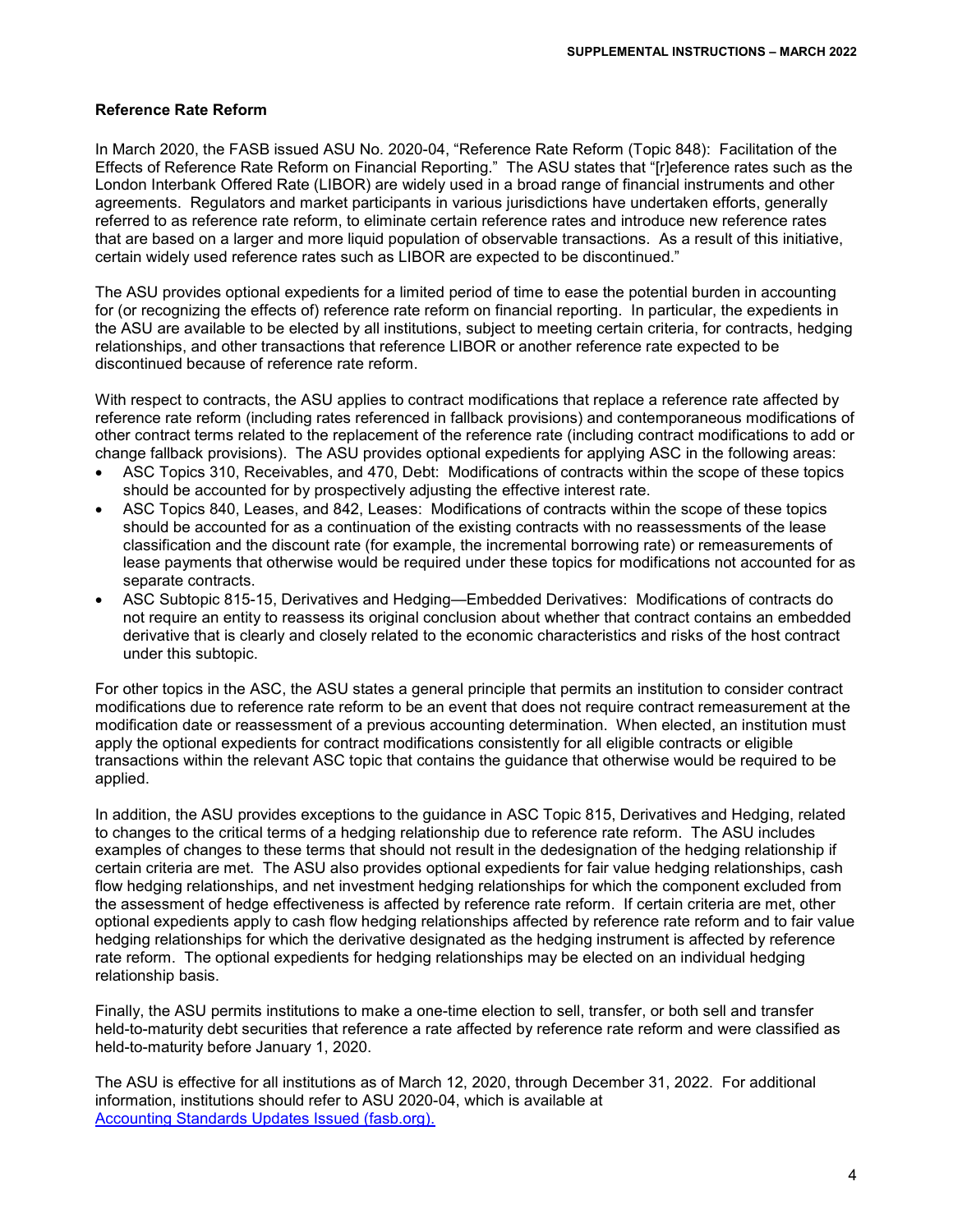## Reference Rate Reform

In March 2020, the FASB issued ASU No. 2020-04, "Reference Rate Reform (Topic 848): Facilitation of the Effects of Reference Rate Reform on Financial Reporting." The ASU states that "[r]eference rates such as the London Interbank Offered Rate (LIBOR) are widely used in a broad range of financial instruments and other agreements. Regulators and market participants in various jurisdictions have undertaken efforts, generally referred to as reference rate reform, to eliminate certain reference rates and introduce new reference rates that are based on a larger and more liquid population of observable transactions. As a result of this initiative, certain widely used reference rates such as LIBOR are expected to be discontinued."

The ASU provides optional expedients for a limited period of time to ease the potential burden in accounting for (or recognizing the effects of) reference rate reform on financial reporting. In particular, the expedients in the ASU are available to be elected by all institutions, subject to meeting certain criteria, for contracts, hedging relationships, and other transactions that reference LIBOR or another reference rate expected to be discontinued because of reference rate reform.

With respect to contracts, the ASU applies to contract modifications that replace a reference rate affected by reference rate reform (including rates referenced in fallback provisions) and contemporaneous modifications of other contract terms related to the replacement of the reference rate (including contract modifications to add or change fallback provisions). The ASU provides optional expedients for applying ASC in the following areas:

- ASC Topics 310, Receivables, and 470, Debt: Modifications of contracts within the scope of these topics should be accounted for by prospectively adjusting the effective interest rate.
- ASC Topics 840, Leases, and 842, Leases: Modifications of contracts within the scope of these topics should be accounted for as a continuation of the existing contracts with no reassessments of the lease classification and the discount rate (for example, the incremental borrowing rate) or remeasurements of lease payments that otherwise would be required under these topics for modifications not accounted for as separate contracts.
- ASC Subtopic 815-15, Derivatives and Hedging—Embedded Derivatives: Modifications of contracts do not require an entity to reassess its original conclusion about whether that contract contains an embedded derivative that is clearly and closely related to the economic characteristics and risks of the host contract under this subtopic.

For other topics in the ASC, the ASU states a general principle that permits an institution to consider contract modifications due to reference rate reform to be an event that does not require contract remeasurement at the modification date or reassessment of a previous accounting determination. When elected, an institution must apply the optional expedients for contract modifications consistently for all eligible contracts or eligible transactions within the relevant ASC topic that contains the guidance that otherwise would be required to be applied.

In addition, the ASU provides exceptions to the guidance in ASC Topic 815, Derivatives and Hedging, related to changes to the critical terms of a hedging relationship due to reference rate reform. The ASU includes examples of changes to these terms that should not result in the dedesignation of the hedging relationship if certain criteria are met. The ASU also provides optional expedients for fair value hedging relationships, cash flow hedging relationships, and net investment hedging relationships for which the component excluded from the assessment of hedge effectiveness is affected by reference rate reform. If certain criteria are met, other optional expedients apply to cash flow hedging relationships affected by reference rate reform and to fair value hedging relationships for which the derivative designated as the hedging instrument is affected by reference rate reform. The optional expedients for hedging relationships may be elected on an individual hedging relationship basis.

Finally, the ASU permits institutions to make a one-time election to sell, transfer, or both sell and transfer held-to-maturity debt securities that reference a rate affected by reference rate reform and were classified as held-to-maturity before January 1, 2020.

The ASU is effective for all institutions as of March 12, 2020, through December 31, 2022. For additional information, institutions should refer to ASU 2020-04, which is available at [Accounting Standards Updates Issued (fasb.org).](https://www.fasb.org)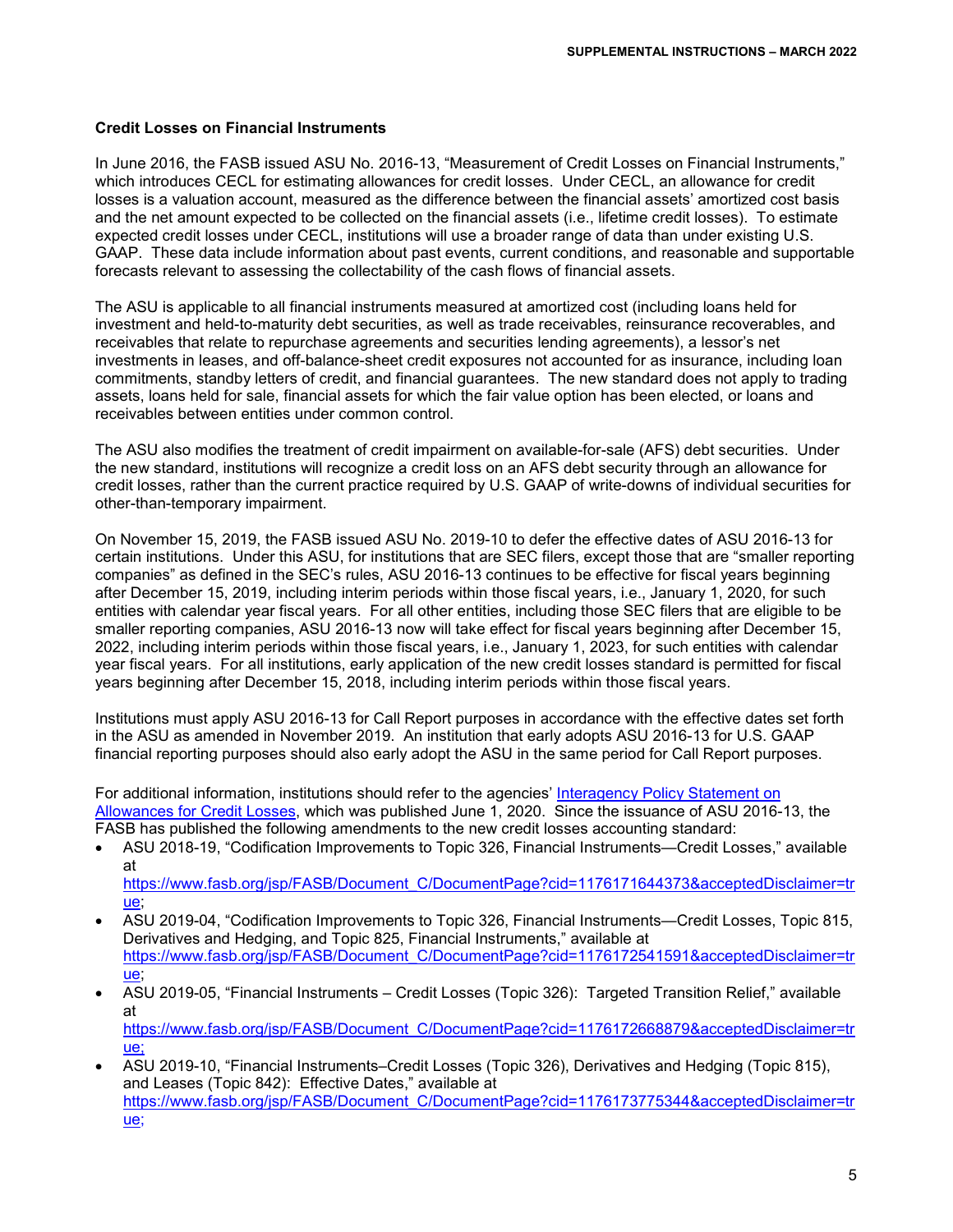### Credit Losses on Financial Instruments

In June 2016, the FASB issued ASU No. 2016-13, "Measurement of Credit Losses on Financial Instruments," which introduces CECL for estimating allowances for credit losses. Under CECL, an allowance for credit losses is a valuation account, measured as the difference between the financial assets' amortized cost basis and the net amount expected to be collected on the financial assets (i.e., lifetime credit losses). To estimate expected credit losses under CECL, institutions will use a broader range of data than under existing U.S. GAAP. These data include information about past events, current conditions, and reasonable and supportable forecasts relevant to assessing the collectability of the cash flows of financial assets.

The ASU is applicable to all financial instruments measured at amortized cost (including loans held for investment and held-to-maturity debt securities, as well as trade receivables, reinsurance recoverables, and receivables that relate to repurchase agreements and securities lending agreements), a lessor's net investments in leases, and off-balance-sheet credit exposures not accounted for as insurance, including loan commitments, standby letters of credit, and financial guarantees. The new standard does not apply to trading assets, loans held for sale, financial assets for which the fair value option has been elected, or loans and receivables between entities under common control.

The ASU also modifies the treatment of credit impairment on available-for-sale (AFS) debt securities. Under the new standard, institutions will recognize a credit loss on an AFS debt security through an allowance for credit losses, rather than the current practice required by U.S. GAAP of write-downs of individual securities for other-than-temporary impairment.

On November 15, 2019, the FASB issued ASU No. 2019-10 to defer the effective dates of ASU 2016-13 for certain institutions. Under this ASU, for institutions that are SEC filers, except those that are "smaller reporting companies" as defined in the SEC's rules, ASU 2016-13 continues to be effective for fiscal years beginning after December 15, 2019, including interim periods within those fiscal years, i.e., January 1, 2020, for such entities with calendar year fiscal years. For all other entities, including those SEC filers that are eligible to be smaller reporting companies, ASU 2016-13 now will take effect for fiscal years beginning after December 15, 2022, including interim periods within those fiscal years, i.e., January 1, 2023, for such entities with calendar year fiscal years. For all institutions, early application of the new credit losses standard is permitted for fiscal years beginning after December 15, 2018, including interim periods within those fiscal years.

Institutions must apply ASU 2016-13 for Call Report purposes in accordance with the effective dates set forth in the ASU as amended in November 2019. An institution that early adopts ASU 2016-13 for U.S. GAAP financial reporting purposes should also early adopt the ASU in the same period for Call Report purposes.

For additional information, institutions should refer to the agencies' Interagency Policy Statement on Allowances for Credit Losses, which was published June 1, 2020. Since the issuance of ASU 2016-13, the FASB has published the following amendments to the new credit losses accounting standard:

- ASU 2018-19, "Codification Improvements to Topic 326, Financial Instruments—Credit Losses," available at https://www.fasb.org/jsp/FASB/Document_C/DocumentPage?cid=1176171644373&acceptedDisclaimer=true;
- ASU 2019-04, "Codification Improvements to Topic 326, Financial Instruments—Credit Losses, Topic 815, Derivatives and Hedging, and Topic 825, Financial Instruments," available at https://www.fasb.org/jsp/FASB/Document_C/DocumentPage?cid=1176172541591&acceptedDisclaimer=true;
- ASU 2019-05, "Financial Instruments – Credit Losses (Topic 326): Targeted Transition Relief," available at https://www.fasb.org/jsp/FASB/Document_C/DocumentPage?cid=1176172668879&acceptedDisclaimer=true;
- ASU 2019-10, "Financial Instruments–Credit Losses (Topic 326), Derivatives and Hedging (Topic 815), and Leases (Topic 842): Effective Dates," available at https://www.fasb.org/jsp/FASB/Document_C/DocumentPage?cid=1176173775344&acceptedDisclaimer=true;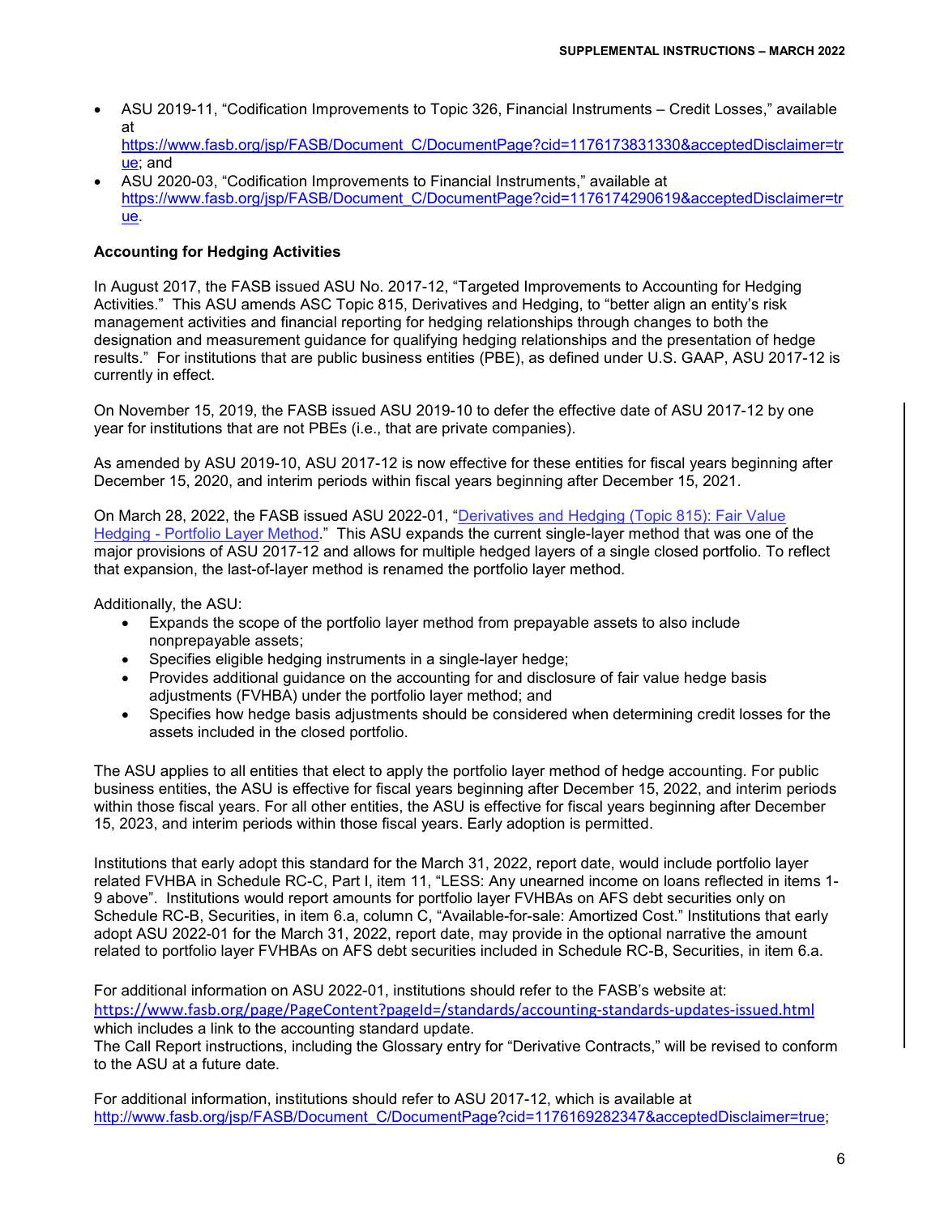- ASU 2019-11, "Codification Improvements to Topic 326, Financial Instruments – Credit Losses," available at https://www.fasb.org/jsp/FASB/Document_C/DocumentPage?cid=1176173831330&acceptedDisclaimer=true; and
- ASU 2020-03, "Codification Improvements to Financial Instruments," available at https://www.fasb.org/jsp/FASB/Document_C/DocumentPage?cid=1176174290619&acceptedDisclaimer=true.

**Accounting for Hedging Activities**

In August 2017, the FASB issued ASU No. 2017-12, "Targeted Improvements to Accounting for Hedging Activities." This ASU amends ASC Topic 815, Derivatives and Hedging, to "better align an entity's risk management activities and financial reporting for hedging relationships through changes to both the designation and measurement guidance for qualifying hedging relationships and the presentation of hedge results." For institutions that are public business entities (PBE), as defined under U.S. GAAP, ASU 2017-12 is currently in effect.

On November 15, 2019, the FASB issued ASU 2019-10 to defer the effective date of ASU 2017-12 by one year for institutions that are not PBEs (i.e., that are private companies).

As amended by ASU 2019-10, ASU 2017-12 is now effective for these entities for fiscal years beginning after December 15, 2020, and interim periods within fiscal years beginning after December 15, 2021.

On March 28, 2022, the FASB issued ASU 2022-01, "Derivatives and Hedging (Topic 815): Fair Value Hedging - Portfolio Layer Method." This ASU expands the current single-layer method that was one of the major provisions of ASU 2017-12 and allows for multiple hedged layers of a single closed portfolio. To reflect that expansion, the last-of-layer method is renamed the portfolio layer method.

Additionally, the ASU:

- Expands the scope of the portfolio layer method from prepayable assets to also include nonprepayable assets;
- Specifies eligible hedging instruments in a single-layer hedge;
- Provides additional guidance on the accounting for and disclosure of fair value hedge basis adjustments (FVHBA) under the portfolio layer method; and
- Specifies how hedge basis adjustments should be considered when determining credit losses for the assets included in the closed portfolio.

The ASU applies to all entities that elect to apply the portfolio layer method of hedge accounting. For public business entities, the ASU is effective for fiscal years beginning after December 15, 2022, and interim periods within those fiscal years. For all other entities, the ASU is effective for fiscal years beginning after December 15, 2023, and interim periods within those fiscal years. Early adoption is permitted.

Institutions that early adopt this standard for the March 31, 2022, report date, would include portfolio layer related FVHBA in Schedule RC-C, Part I, item 11, "LESS: Any unearned income on loans reflected in items 1-9 above". Institutions would report amounts for portfolio layer FVHBAs on AFS debt securities only on Schedule RC-B, Securities, in item 6.a, column C, "Available-for-sale: Amortized Cost." Institutions that early adopt ASU 2022-01 for the March 31, 2022, report date, may provide in the optional narrative the amount related to portfolio layer FVHBAs on AFS debt securities included in Schedule RC-B, Securities, in item 6.a.

For additional information on ASU 2022-01, institutions should refer to the FASB's website at: https://www.fasb.org/page/PageContent?pageId=/standards/accounting-standards-updates-issued.html which includes a link to the accounting standard update.
The Call Report instructions, including the Glossary entry for "Derivative Contracts," will be revised to conform to the ASU at a future date.

For additional information, institutions should refer to ASU 2017-12, which is available at http://www.fasb.org/jsp/FASB/Document_C/DocumentPage?cid=1176169282347&acceptedDisclaimer=true;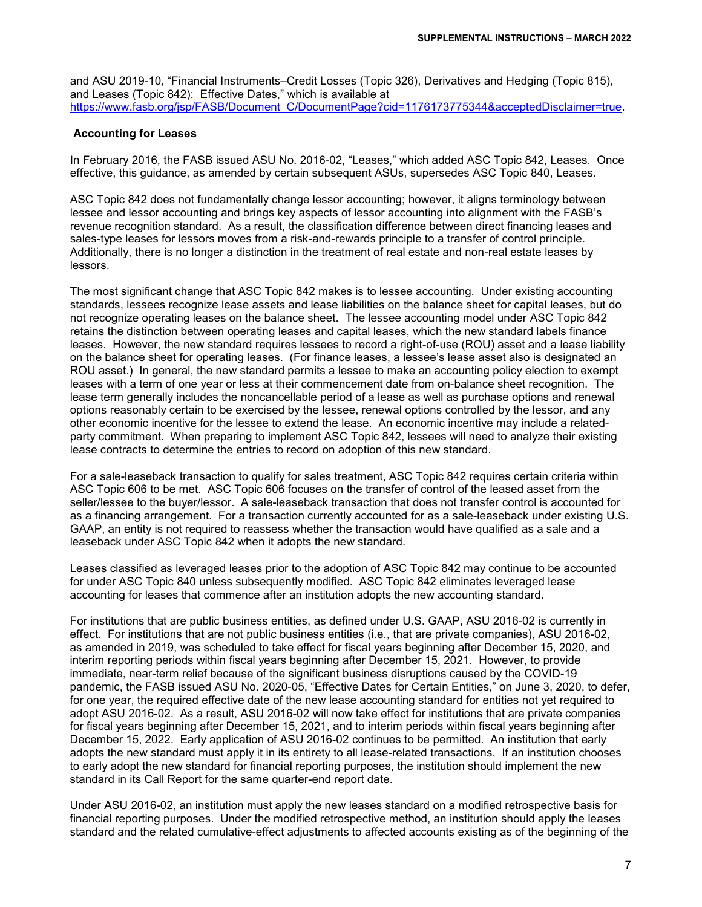and ASU 2019-10, "Financial Instruments–Credit Losses (Topic 326), Derivatives and Hedging (Topic 815), and Leases (Topic 842): Effective Dates," which is available at https://www.fasb.org/jsp/FASB/Document_C/DocumentPage?cid=1176173775344&acceptedDisclaimer=true.

**Accounting for Leases**

In February 2016, the FASB issued ASU No. 2016-02, "Leases," which added ASC Topic 842, Leases. Once effective, this guidance, as amended by certain subsequent ASUs, supersedes ASC Topic 840, Leases.

ASC Topic 842 does not fundamentally change lessor accounting; however, it aligns terminology between lessee and lessor accounting and brings key aspects of lessor accounting into alignment with the FASB's revenue recognition standard. As a result, the classification difference between direct financing leases and sales-type leases for lessors moves from a risk-and-rewards principle to a transfer of control principle. Additionally, there is no longer a distinction in the treatment of real estate and non-real estate leases by lessors.

The most significant change that ASC Topic 842 makes is to lessee accounting. Under existing accounting standards, lessees recognize lease assets and lease liabilities on the balance sheet for capital leases, but do not recognize operating leases on the balance sheet. The lessee accounting model under ASC Topic 842 retains the distinction between operating leases and capital leases, which the new standard labels finance leases. However, the new standard requires lessees to record a right-of-use (ROU) asset and a lease liability on the balance sheet for operating leases. (For finance leases, a lessee's lease asset also is designated an ROU asset.) In general, the new standard permits a lessee to make an accounting policy election to exempt leases with a term of one year or less at their commencement date from on-balance sheet recognition. The lease term generally includes the noncancellable period of a lease as well as purchase options and renewal options reasonably certain to be exercised by the lessee, renewal options controlled by the lessor, and any other economic incentive for the lessee to extend the lease. An economic incentive may include a related-party commitment. When preparing to implement ASC Topic 842, lessees will need to analyze their existing lease contracts to determine the entries to record on adoption of this new standard.

For a sale-leaseback transaction to qualify for sales treatment, ASC Topic 842 requires certain criteria within ASC Topic 606 to be met. ASC Topic 606 focuses on the transfer of control of the leased asset from the seller/lessee to the buyer/lessor. A sale-leaseback transaction that does not transfer control is accounted for as a financing arrangement. For a transaction currently accounted for as a sale-leaseback under existing U.S. GAAP, an entity is not required to reassess whether the transaction would have qualified as a sale and a leaseback under ASC Topic 842 when it adopts the new standard.

Leases classified as leveraged leases prior to the adoption of ASC Topic 842 may continue to be accounted for under ASC Topic 840 unless subsequently modified. ASC Topic 842 eliminates leveraged lease accounting for leases that commence after an institution adopts the new accounting standard.

For institutions that are public business entities, as defined under U.S. GAAP, ASU 2016-02 is currently in effect. For institutions that are not public business entities (i.e., that are private companies), ASU 2016-02, as amended in 2019, was scheduled to take effect for fiscal years beginning after December 15, 2020, and interim reporting periods within fiscal years beginning after December 15, 2021. However, to provide immediate, near-term relief because of the significant business disruptions caused by the COVID-19 pandemic, the FASB issued ASU No. 2020-05, "Effective Dates for Certain Entities," on June 3, 2020, to defer, for one year, the required effective date of the new lease accounting standard for entities not yet required to adopt ASU 2016-02. As a result, ASU 2016-02 will now take effect for institutions that are private companies for fiscal years beginning after December 15, 2021, and to interim periods within fiscal years beginning after December 15, 2022. Early application of ASU 2016-02 continues to be permitted. An institution that early adopts the new standard must apply it in its entirety to all lease-related transactions. If an institution chooses to early adopt the new standard for financial reporting purposes, the institution should implement the new standard in its Call Report for the same quarter-end report date.

Under ASU 2016-02, an institution must apply the new leases standard on a modified retrospective basis for financial reporting purposes. Under the modified retrospective method, an institution should apply the leases standard and the related cumulative-effect adjustments to affected accounts existing as of the beginning of the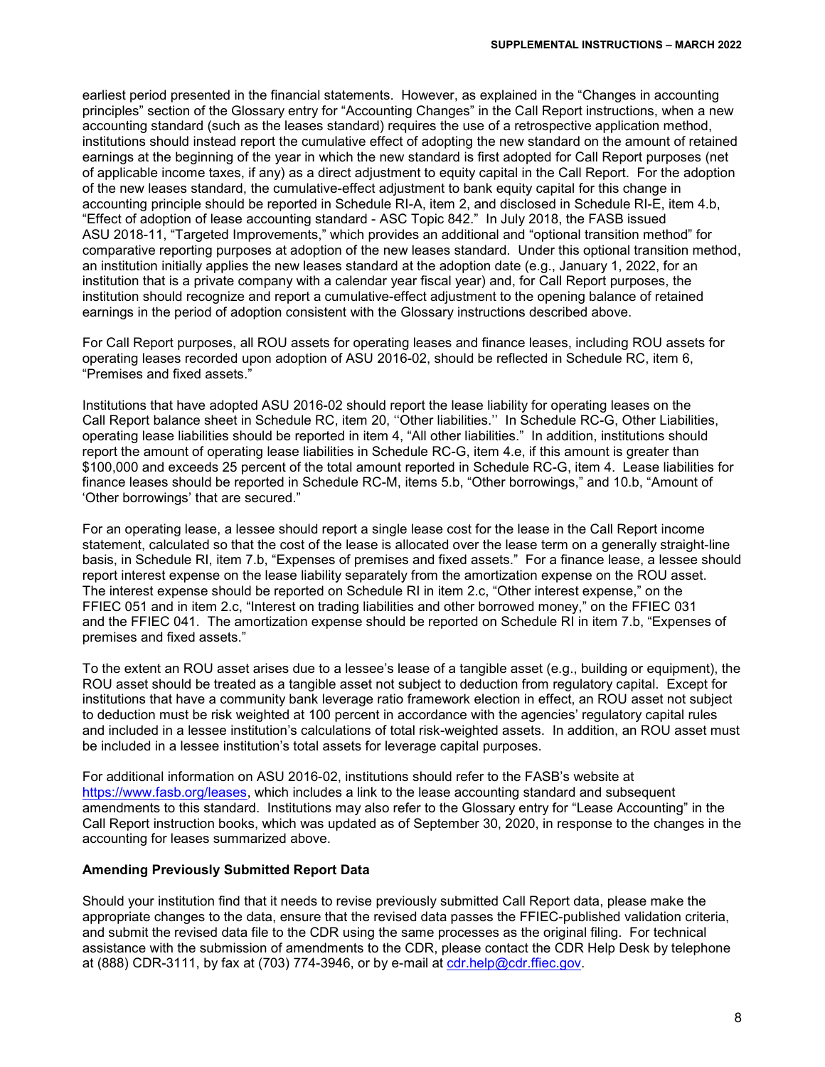earliest period presented in the financial statements. However, as explained in the "Changes in accounting principles" section of the Glossary entry for "Accounting Changes" in the Call Report instructions, when a new accounting standard (such as the leases standard) requires the use of a retrospective application method, institutions should instead report the cumulative effect of adopting the new standard on the amount of retained earnings at the beginning of the year in which the new standard is first adopted for Call Report purposes (net of applicable income taxes, if any) as a direct adjustment to equity capital in the Call Report. For the adoption of the new leases standard, the cumulative-effect adjustment to bank equity capital for this change in accounting principle should be reported in Schedule RI-A, item 2, and disclosed in Schedule RI-E, item 4.b, "Effect of adoption of lease accounting standard - ASC Topic 842." In July 2018, the FASB issued ASU 2018-11, "Targeted Improvements," which provides an additional and "optional transition method" for comparative reporting purposes at adoption of the new leases standard. Under this optional transition method, an institution initially applies the new leases standard at the adoption date (e.g., January 1, 2022, for an institution that is a private company with a calendar year fiscal year) and, for Call Report purposes, the institution should recognize and report a cumulative-effect adjustment to the opening balance of retained earnings in the period of adoption consistent with the Glossary instructions described above.

For Call Report purposes, all ROU assets for operating leases and finance leases, including ROU assets for operating leases recorded upon adoption of ASU 2016-02, should be reflected in Schedule RC, item 6, "Premises and fixed assets."

Institutions that have adopted ASU 2016-02 should report the lease liability for operating leases on the Call Report balance sheet in Schedule RC, item 20, ''Other liabilities.'' In Schedule RC-G, Other Liabilities, operating lease liabilities should be reported in item 4, "All other liabilities." In addition, institutions should report the amount of operating lease liabilities in Schedule RC-G, item 4.e, if this amount is greater than $100,000 and exceeds 25 percent of the total amount reported in Schedule RC-G, item 4. Lease liabilities for finance leases should be reported in Schedule RC-M, items 5.b, "Other borrowings," and 10.b, "Amount of 'Other borrowings' that are secured."

For an operating lease, a lessee should report a single lease cost for the lease in the Call Report income statement, calculated so that the cost of the lease is allocated over the lease term on a generally straight-line basis, in Schedule RI, item 7.b, "Expenses of premises and fixed assets." For a finance lease, a lessee should report interest expense on the lease liability separately from the amortization expense on the ROU asset. The interest expense should be reported on Schedule RI in item 2.c, "Other interest expense," on the FFIEC 051 and in item 2.c, "Interest on trading liabilities and other borrowed money," on the FFIEC 031 and the FFIEC 041. The amortization expense should be reported on Schedule RI in item 7.b, "Expenses of premises and fixed assets."

To the extent an ROU asset arises due to a lessee's lease of a tangible asset (e.g., building or equipment), the ROU asset should be treated as a tangible asset not subject to deduction from regulatory capital. Except for institutions that have a community bank leverage ratio framework election in effect, an ROU asset not subject to deduction must be risk weighted at 100 percent in accordance with the agencies' regulatory capital rules and included in a lessee institution's calculations of total risk-weighted assets. In addition, an ROU asset must be included in a lessee institution's total assets for leverage capital purposes.

For additional information on ASU 2016-02, institutions should refer to the FASB's website at https://www.fasb.org/leases, which includes a link to the lease accounting standard and subsequent amendments to this standard. Institutions may also refer to the Glossary entry for "Lease Accounting" in the Call Report instruction books, which was updated as of September 30, 2020, in response to the changes in the accounting for leases summarized above.

**Amending Previously Submitted Report Data**

Should your institution find that it needs to revise previously submitted Call Report data, please make the appropriate changes to the data, ensure that the revised data passes the FFIEC-published validation criteria, and submit the revised data file to the CDR using the same processes as the original filing. For technical assistance with the submission of amendments to the CDR, please contact the CDR Help Desk by telephone at (888) CDR-3111, by fax at (703) 774-3946, or by e-mail at cdr.help@cdr.ffiec.gov.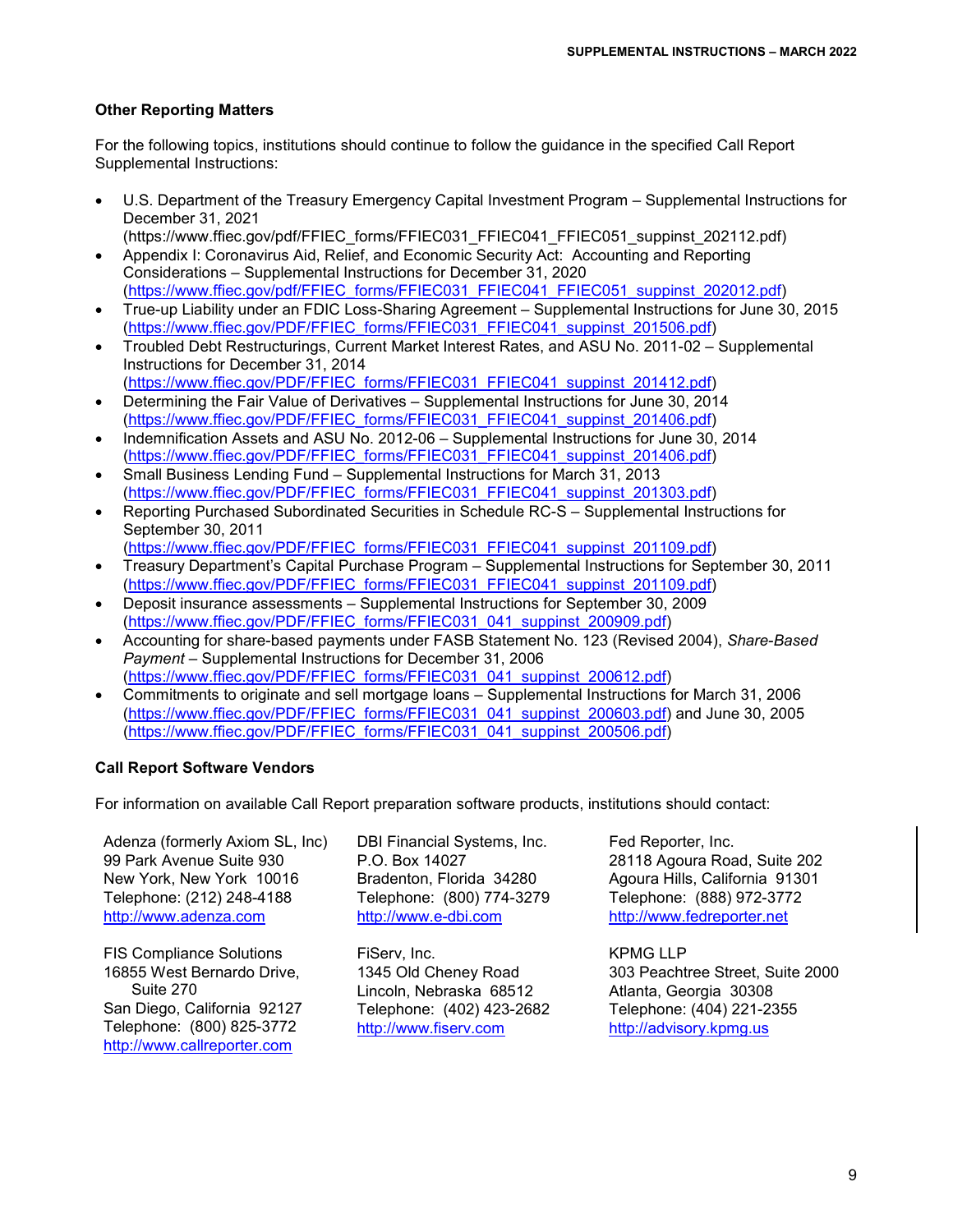**Other Reporting Matters**

For the following topics, institutions should continue to follow the guidance in the specified Call Report Supplemental Instructions:

- U.S. Department of the Treasury Emergency Capital Investment Program – Supplemental Instructions for December 31, 2021 (https://www.ffiec.gov/pdf/FFIEC_forms/FFIEC031_FFIEC041_FFIEC051_suppinst_202112.pdf)
- Appendix I: Coronavirus Aid, Relief, and Economic Security Act: Accounting and Reporting Considerations – Supplemental Instructions for December 31, 2020 (https://www.ffiec.gov/pdf/FFIEC_forms/FFIEC031_FFIEC041_FFIEC051_suppinst_202012.pdf)
- True-up Liability under an FDIC Loss-Sharing Agreement – Supplemental Instructions for June 30, 2015 (https://www.ffiec.gov/PDF/FFIEC_forms/FFIEC031_FFIEC041_suppinst_201506.pdf)
- Troubled Debt Restructurings, Current Market Interest Rates, and ASU No. 2011-02 – Supplemental Instructions for December 31, 2014 (https://www.ffiec.gov/PDF/FFIEC_forms/FFIEC031_FFIEC041_suppinst_201412.pdf)
- Determining the Fair Value of Derivatives – Supplemental Instructions for June 30, 2014 (https://www.ffiec.gov/PDF/FFIEC_forms/FFIEC031_FFIEC041_suppinst_201406.pdf)
- Indemnification Assets and ASU No. 2012-06 – Supplemental Instructions for June 30, 2014 (https://www.ffiec.gov/PDF/FFIEC_forms/FFIEC031_FFIEC041_suppinst_201406.pdf)
- Small Business Lending Fund – Supplemental Instructions for March 31, 2013 (https://www.ffiec.gov/PDF/FFIEC_forms/FFIEC031_FFIEC041_suppinst_201303.pdf)
- Reporting Purchased Subordinated Securities in Schedule RC-S – Supplemental Instructions for September 30, 2011 (https://www.ffiec.gov/PDF/FFIEC_forms/FFIEC031_FFIEC041_suppinst_201109.pdf)
- Treasury Department's Capital Purchase Program – Supplemental Instructions for September 30, 2011 (https://www.ffiec.gov/PDF/FFIEC_forms/FFIEC031_FFIEC041_suppinst_201109.pdf)
- Deposit insurance assessments – Supplemental Instructions for September 30, 2009 (https://www.ffiec.gov/PDF/FFIEC_forms/FFIEC031_041_suppinst_200909.pdf)
- Accounting for share-based payments under FASB Statement No. 123 (Revised 2004), *Share-Based Payment* – Supplemental Instructions for December 31, 2006 (https://www.ffiec.gov/PDF/FFIEC_forms/FFIEC031_041_suppinst_200612.pdf)
- Commitments to originate and sell mortgage loans – Supplemental Instructions for March 31, 2006 (https://www.ffiec.gov/PDF/FFIEC_forms/FFIEC031_041_suppinst_200603.pdf) and June 30, 2005 (https://www.ffiec.gov/PDF/FFIEC_forms/FFIEC031_041_suppinst_200506.pdf)

**Call Report Software Vendors**

For information on available Call Report preparation software products, institutions should contact:

Adenza (formerly Axiom SL, Inc)
99 Park Avenue Suite 930
New York, New York 10016
Telephone: (212) 248-4188
http://www.adenza.com

DBI Financial Systems, Inc.
P.O. Box 14027
Bradenton, Florida 34280
Telephone: (800) 774-3279
http://www.e-dbi.com

Fed Reporter, Inc.
28118 Agoura Road, Suite 202
Agoura Hills, California 91301
Telephone: (888) 972-3772
http://www.fedreporter.net

FIS Compliance Solutions
16855 West Bernardo Drive, Suite 270
San Diego, California 92127
Telephone: (800) 825-3772
http://www.callreporter.com

FiServ, Inc.
1345 Old Cheney Road
Lincoln, Nebraska 68512
Telephone: (402) 423-2682
http://www.fiserv.com

KPMG LLP
303 Peachtree Street, Suite 2000
Atlanta, Georgia 30308
Telephone: (404) 221-2355
http://advisory.kpmg.us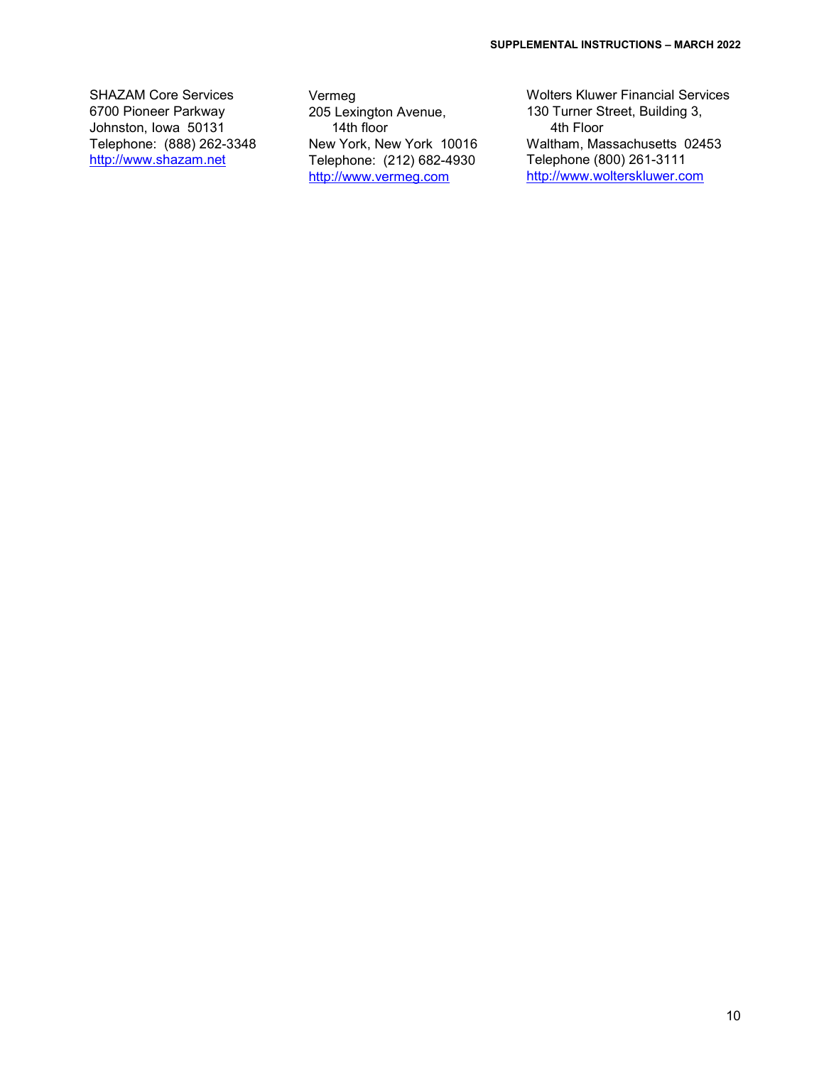SHAZAM Core Services
6700 Pioneer Parkway
Johnston, Iowa 50131
Telephone: (888) 262-3348
http://www.shazam.net

Vermeg
205 Lexington Avenue,
14th floor
New York, New York 10016
Telephone: (212) 682-4930
http://www.vermeg.com

Wolters Kluwer Financial Services
130 Turner Street, Building 3,
4th Floor
Waltham, Massachusetts 02453
Telephone (800) 261-3111
http://www.wolterskluwer.com